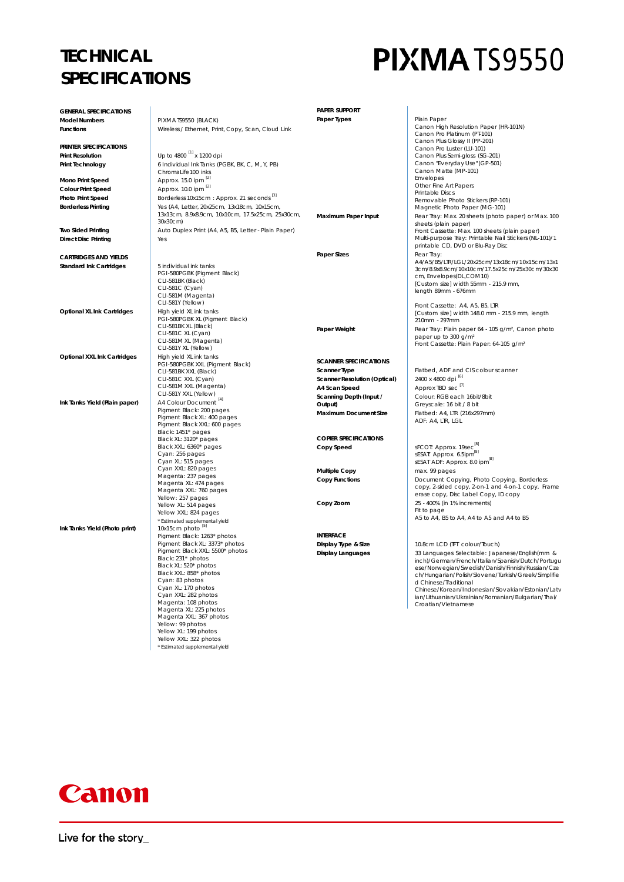# TECHNICAL SPECIFICATIONS

# PIXMA TS9550

## GENERAL SPECIFICATIONS

| | |
|---|---|
| **Model Numbers** | PIXMA TS9550 (BLACK) |
| **Functions** | Wireless / Ethernet, Print, Copy, Scan, Cloud Link |

## PRINTER SPECIFICATIONS

| | |
|---|---|
| **Print Resolution** | Up to 4800 [1] x 1200 dpi |
| **Print Technology** | 6 Individual Ink Tanks (PGBK, BK, C, M, Y, PB)<br>ChromaLife100 inks |
| **Mono Print Speed** | Approx. 15.0 ipm [2] |
| **Colour Print Speed** | Approx. 10.0 ipm [2] |
| **Photo Print Speed** | Borderless 10x15cm : Approx. 21 seconds [3] |
| **Borderless Printing** | Yes (A4, Letter, 20x25cm, 13x18cm, 10x15cm, 13x13cm, 8.9x8.9cm, 10x10cm, 17.5x25cm, 25x30cm, 30x30cm) |
| **Two Sided Printing** | Auto Duplex Print (A4, A5, B5, Letter - Plain Paper) |
| **Direct Disc Printing** | Yes |

## CARTRIDGES AND YIELDS

| | |
|---|---|
| **Standard Ink Cartridges** | 5 individual ink tanks<br>PGI-580PGBK (Pigment Black)<br>CLI-581BK (Black)<br>CLI-581C (Cyan)<br>CLI-581M (Magenta)<br>CLI-581Y (Yellow) |
| **Optional XL Ink Cartridges** | High yield XL ink tanks<br>PGI-580PGBK XL (Pigment Black)<br>CLI-581BK XL (Black)<br>CLI-581C XL (Cyan)<br>CLI-581M XL (Magenta)<br>CLI-581Y XL (Yellow) |
| **Optional XXL Ink Cartridges** | High yield XL ink tanks<br>PGI-580PGBK XXL (Pigment Black)<br>CLI-581BK XXL (Black)<br>CLI-581C XXL (Cyan)<br>CLI-581M XXL (Magenta)<br>CLI-581Y XXL (Yellow) |
| **Ink Tanks Yield (Plain paper)** | A4 Colour Document [4]<br>Pigment Black: 200 pages<br>Pigment Black XL: 400 pages<br>Pigment Black XXL: 600 pages<br>Black: 1451* pages<br>Black XL: 3120* pages<br>Black XXL: 6360* pages<br>Cyan: 256 pages<br>Cyan XL: 515 pages<br>Cyan XXL: 820 pages<br>Magenta: 237 pages<br>Magenta XL: 474 pages<br>Magenta XXL: 760 pages<br>Yellow: 257 pages<br>Yellow XL: 514 pages<br>Yellow XXL: 824 pages<br>* Estimated supplemental yield |
| **Ink Tanks Yield (Photo print)** | 10x15cm photo [5]<br>Pigment Black: 1263* photos<br>Pigment Black XL: 3373* photos<br>Pigment Black XXL: 5500* photos<br>Black: 231* photos<br>Black XL: 520* photos<br>Black XXL: 858* photos<br>Cyan: 83 photos<br>Cyan XL: 170 photos<br>Cyan XXL: 282 photos<br>Magenta: 108 photos<br>Magenta XL: 225 photos<br>Magenta XXL: 367 photos<br>Yellow: 99 photos<br>Yellow XL: 199 photos<br>Yellow XXL: 322 photos<br>* Estimated supplemental yield |

## PAPER SUPPORT

| | |
|---|---|
| **Paper Types** | Plain Paper<br>Canon High Resolution Paper (HR-101N)<br>Canon Pro Platinum (PT-101)<br>Canon Plus Glossy II (PP-201)<br>Canon Pro Luster (LU-101)<br>Canon Plus Semi-gloss (SG-201)<br>Canon "Everyday Use" (GP-501)<br>Canon Matte (MP-101)<br>Envelopes<br>Other Fine Art Papers<br>Printable Discs<br>Removable Photo Stickers (RP-101)<br>Magnetic Photo Paper (MG-101) |
| **Maximum Paper Input** | Rear Tray: Max. 20 sheets (photo paper) or Max. 100 sheets (plain paper)<br>Front Cassette: Max. 100 sheets (plain paper)<br>Multi-purpose Tray: Printable Nail Stickers (NL-101)/1 printable CD, DVD or Blu-Ray Disc |
| **Paper Sizes** | Rear Tray:<br>A4/A5/B5/LTR/LGL/20x25cm/13x18cm/10x15cm/13x13cm/8.9x8.9cm/10x10cm/17.5x25cm/25x30cm/30x30cm, Envelopes(DL,COM10)<br>[Custom size] width 55mm - 215.9 mm, length 89mm - 676mm<br><br>Front Cassette: A4, A5, B5, LTR<br>[Custom size] width 148.0 mm - 215.9 mm, length 210mm - 297mm |
| **Paper Weight** | Rear Tray: Plain paper 64 - 105 g/m², Canon photo paper up to 300 g/m²<br>Front Cassette: Plain Paper: 64-105 g/m² |

## SCANNER SPECIFICATIONS

| | |
|---|---|
| **Scanner Type** | Flatbed, ADF and CIS colour scanner |
| **Scanner Resolution (Optical)** | 2400 x 4800 dpi [6] |
| **A4 Scan Speed** | Approx TBD sec [7] |
| **Scanning Depth (Input / Output)** | Colour: RGB each 16bit/8bit<br>Greyscale: 16 bit / 8 bit |
| **Maximum Document Size** | Flatbed: A4, LTR (216x297mm)<br>ADF: A4, LTR, LGL |

## COPIER SPECIFICATIONS

| | |
|---|---|
| **Copy Speed** | sFCOT: Approx. 19sec [8]<br>sESAT: Approx. 6.5ipm [8]<br>sESAT ADF: Approx. 8.0 ipm [8] |
| **Multiple Copy** | max. 99 pages |
| **Copy Functions** | Document Copying, Photo Copying, Borderless copy, 2-sided copy, 2-on-1 and 4-on-1 copy, Frame erase copy, Disc Label Copy, ID copy |
| **Copy Zoom** | 25 - 400% (in 1% increments)<br>Fit to page<br>A5 to A4, B5 to A4, A4 to A5 and A4 to B5 |

## INTERFACE

| | |
|---|---|
| **Display Type & Size** | 10.8cm LCD (TFT colour/Touch) |
| **Display Languages** | 33 Languages Selectable: Japanese/English(mm & inch)/German/French/Italian/Spanish/Dutch/Portuguese/Norwegian/Swedish/Danish/Finnish/Russian/Czech/Hungarian/Polish/Slovene/Turkish/Greek/Simplified Chinese/Traditional Chinese/Korean/Indonesian/Slovakian/Estonian/Latvian/Lithuanian/Ukrainian/Romanian/Bulgarian/Thai/Croatian/Vietnamese |

Canon

Live for the story_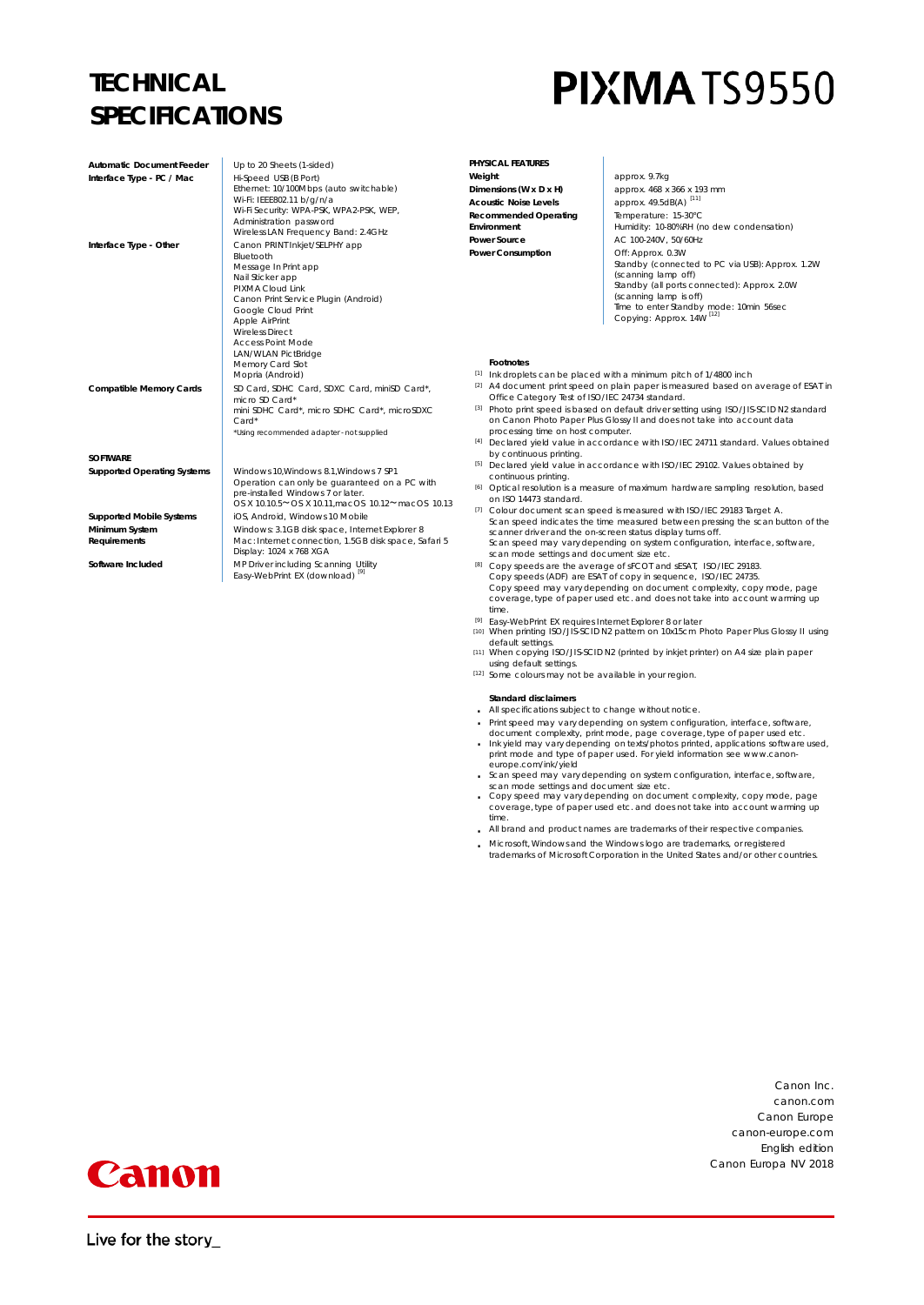# TECHNICAL SPECIFICATIONS

# PIXMA TS9550

| | |
|---|---|
| **Automatic Document Feeder** | Up to 20 Sheets (1-sided) |
| **Interface Type - PC / Mac** | Hi-Speed USB (B Port)<br>Ethernet: 10/100Mbps (auto switchable)<br>Wi-Fi: IEEE802.11 b/g/n/a<br>Wi-Fi Security: WPA-PSK, WPA2-PSK, WEP, Administration password<br>Wireless LAN Frequency Band: 2.4GHz |
| **Interface Type - Other** | Canon PRINT Inkjet/SELPHY app<br>Bluetooth<br>Message In Print app<br>Nail Sticker app<br>PIXMA Cloud Link<br>Canon Print Service Plugin (Android)<br>Google Cloud Print<br>Apple AirPrint<br>Wireless Direct<br>Access Point Mode<br>LAN/WLAN PictBridge<br>Memory Card Slot<br>Mopria (Android) |
| **Compatible Memory Cards** | SD Card, SDHC Card, SDXC Card, miniSD Card*, micro SD Card*<br>mini SDHC Card*, micro SDHC Card*, microSDXC Card*<br>*Using recommended adapter - not supplied |

| | |
|---|---|
| **SOFTWARE** | |
| **Supported Operating Systems** | Windows 10,Windows 8.1,Windows 7 SP1<br>Operation can only be guaranteed on a PC with pre-installed Windows 7 or later.<br>OS X 10.10.5~ OS X 10.11,macOS 10.12~ macOS 10.13 |
| **Supported Mobile Systems** | iOS, Android, Windows 10 Mobile |
| **Minimum System Requirements** | Windows: 3.1GB disk space, Internet Explorer 8<br>Mac: Internet connection, 1.5GB disk space, Safari 5<br>Display: 1024 x 768 XGA |
| **Software Included** | MP Driver including Scanning Utility<br>Easy-WebPrint EX (download) [9] |

| | |
|---|---|
| **PHYSICAL FEATURES** | |
| **Weight** | approx. 9.7kg |
| **Dimensions (W x D x H)** | approx. 468 x 366 x 193 mm |
| **Acoustic Noise Levels** | approx. 49.5dB(A) [11] |
| **Recommended Operating Environment** | Temperature: 15-30°C<br>Humidity: 10-80%RH (no dew condensation) |
| **Power Source** | AC 100-240V, 50/60Hz |
| **Power Consumption** | Off: Approx. 0.3W<br>Standby (connected to PC via USB): Approx. 1.2W (scanning lamp off)<br>Standby (all ports connected): Approx. 2.0W (scanning lamp is off)<br>Time to enter Standby mode: 10min 56sec<br>Copying: Approx. 14W [12] |

### Footnotes

[1] Ink droplets can be placed with a minimum pitch of 1/4800 inch
[2] A4 document print speed on plain paper is measured based on average of ESAT in Office Category Test of ISO/IEC 24734 standard.
[3] Photo print speed is based on default driver setting using ISO/JIS-SCID N2 standard on Canon Photo Paper Plus Glossy II and does not take into account data processing time on host computer.
[4] Declared yield value in accordance with ISO/IEC 24711 standard. Values obtained by continuous printing.
[5] Declared yield value in accordance with ISO/IEC 29102. Values obtained by continuous printing.
[6] Optical resolution is a measure of maximum hardware sampling resolution, based on ISO 14473 standard.
[7] Colour document scan speed is measured with ISO/IEC 29183 Target A.
Scan speed indicates the time measured between pressing the scan button of the scanner driver and the on-screen status display turns off.
Scan speed may vary depending on system configuration, interface, software, scan mode settings and document size etc.
[8] Copy speeds are the average of sFCOT and sESAT, ISO/IEC 29183.
Copy speeds (ADF) are ESAT of copy in sequence, ISO/IEC 24735.
Copy speed may vary depending on document complexity, copy mode, page coverage, type of paper used etc. and does not take into account warming up time.
[9] Easy-WebPrint EX requires Internet Explorer 8 or later
[10] When printing ISO/JIS-SCID N2 pattern on 10x15cm Photo Paper Plus Glossy II using default settings.
[11] When copying ISO/JIS-SCID N2 (printed by inkjet printer) on A4 size plain paper using default settings.
[12] Some colours may not be available in your region.

### Standard disclaimers

- All specifications subject to change without notice.
- Print speed may vary depending on system configuration, interface, software, document complexity, print mode, page coverage, type of paper used etc.
- Ink yield may vary depending on texts/photos printed, applications software used, print mode and type of paper used. For yield information see www.canon-europe.com/ink/yield
- Scan speed may vary depending on system configuration, interface, software, scan mode settings and document size etc.
- Copy speed may vary depending on document complexity, copy mode, page coverage, type of paper used etc. and does not take into account warming up time.
- All brand and product names are trademarks of their respective companies.
- Microsoft, Windows and the Windows logo are trademarks, or registered trademarks of Microsoft Corporation in the United States and/or other countries.

Canon Inc.
canon.com
Canon Europe
canon-europe.com
English edition
Canon Europa NV 2018

Canon

Live for the story_